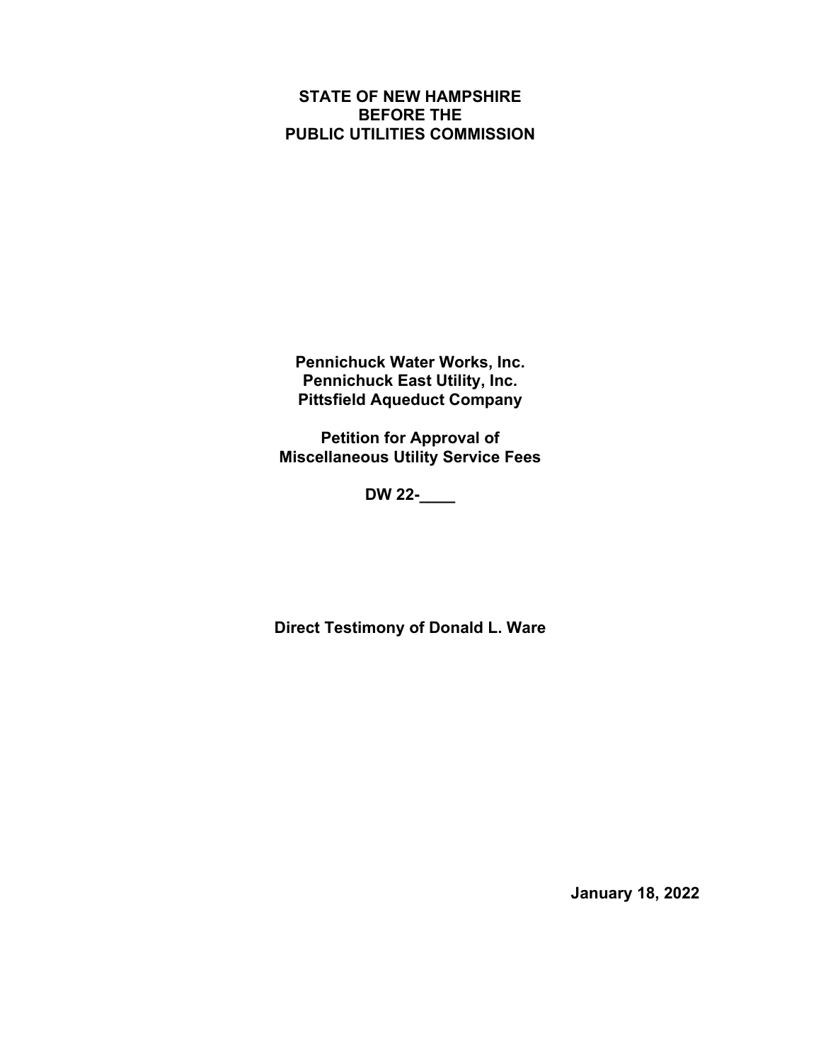**STATE OF NEW HAMPSHIRE**
**BEFORE THE**
**PUBLIC UTILITIES COMMISSION**

**Pennichuck Water Works, Inc.**
**Pennichuck East Utility, Inc.**
**Pittsfield Aqueduct Company**

**Petition for Approval of**
**Miscellaneous Utility Service Fees**

**DW 22-____**

**Direct Testimony of Donald L. Ware**

**January 18, 2022**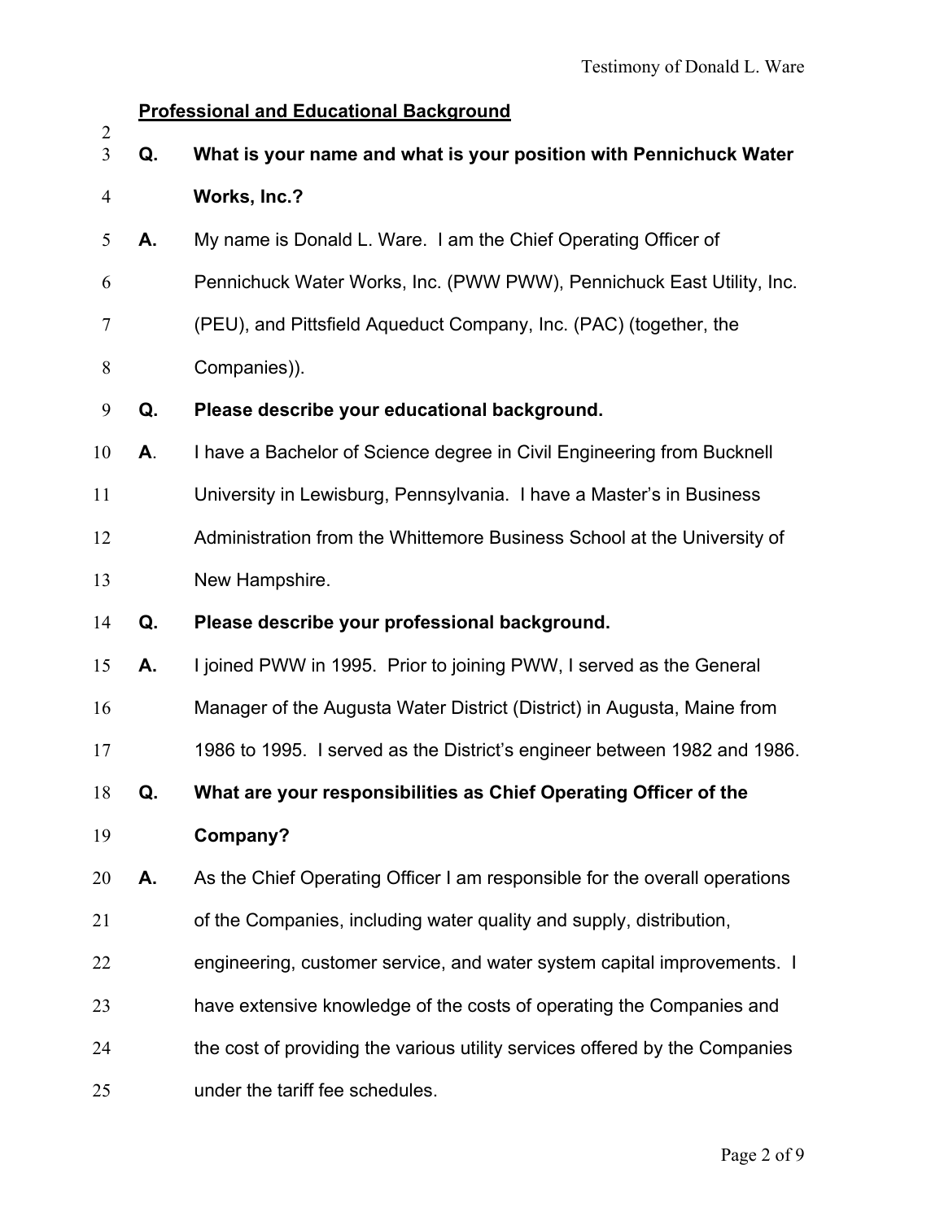**Professional and Educational Background**

**Q. What is your name and what is your position with Pennichuck Water Works, Inc.?**

**A.** My name is Donald L. Ware. I am the Chief Operating Officer of Pennichuck Water Works, Inc. (PWW PWW), Pennichuck East Utility, Inc. (PEU), and Pittsfield Aqueduct Company, Inc. (PAC) (together, the Companies)).

**Q. Please describe your educational background.**

**A**. I have a Bachelor of Science degree in Civil Engineering from Bucknell University in Lewisburg, Pennsylvania. I have a Master's in Business Administration from the Whittemore Business School at the University of New Hampshire.

**Q. Please describe your professional background.**

**A.** I joined PWW in 1995. Prior to joining PWW, I served as the General Manager of the Augusta Water District (District) in Augusta, Maine from 1986 to 1995. I served as the District's engineer between 1982 and 1986.

**Q. What are your responsibilities as Chief Operating Officer of the Company?**

**A.** As the Chief Operating Officer I am responsible for the overall operations of the Companies, including water quality and supply, distribution, engineering, customer service, and water system capital improvements. I have extensive knowledge of the costs of operating the Companies and the cost of providing the various utility services offered by the Companies under the tariff fee schedules.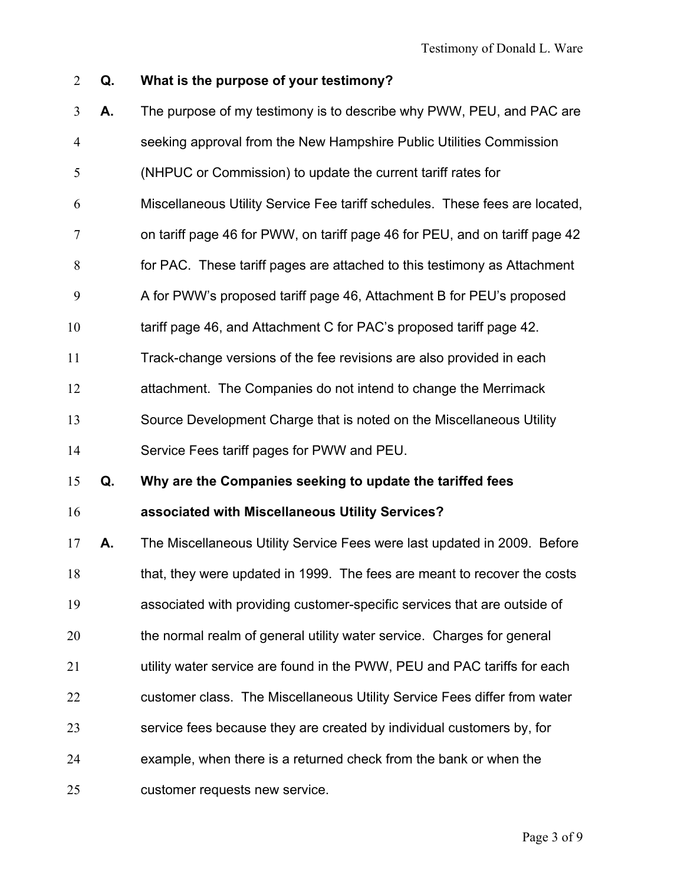**Q. What is the purpose of your testimony?**

**A.** The purpose of my testimony is to describe why PWW, PEU, and PAC are seeking approval from the New Hampshire Public Utilities Commission (NHPUC or Commission) to update the current tariff rates for Miscellaneous Utility Service Fee tariff schedules. These fees are located, on tariff page 46 for PWW, on tariff page 46 for PEU, and on tariff page 42 for PAC. These tariff pages are attached to this testimony as Attachment A for PWW's proposed tariff page 46, Attachment B for PEU's proposed tariff page 46, and Attachment C for PAC's proposed tariff page 42. Track-change versions of the fee revisions are also provided in each attachment. The Companies do not intend to change the Merrimack Source Development Charge that is noted on the Miscellaneous Utility Service Fees tariff pages for PWW and PEU.

**Q. Why are the Companies seeking to update the tariffed fees associated with Miscellaneous Utility Services?**

**A.** The Miscellaneous Utility Service Fees were last updated in 2009. Before that, they were updated in 1999. The fees are meant to recover the costs associated with providing customer-specific services that are outside of the normal realm of general utility water service. Charges for general utility water service are found in the PWW, PEU and PAC tariffs for each customer class. The Miscellaneous Utility Service Fees differ from water service fees because they are created by individual customers by, for example, when there is a returned check from the bank or when the customer requests new service.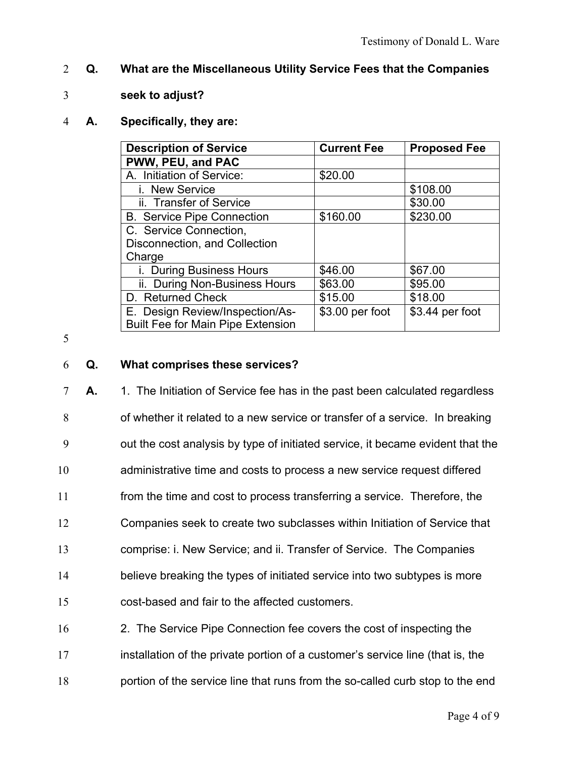**Q. What are the Miscellaneous Utility Service Fees that the Companies seek to adjust?**

**A. Specifically, they are:**

| Description of Service | Current Fee | Proposed Fee |
|---|---|---|
| **PWW, PEU, and PAC** | | |
| A. Initiation of Service: | $20.00 | |
| i. New Service | | $108.00 |
| ii. Transfer of Service | | $30.00 |
| B. Service Pipe Connection | $160.00 | $230.00 |
| C. Service Connection, Disconnection, and Collection Charge | | |
| i. During Business Hours | $46.00 | $67.00 |
| ii. During Non-Business Hours | $63.00 | $95.00 |
| D. Returned Check | $15.00 | $18.00 |
| E. Design Review/Inspection/As-Built Fee for Main Pipe Extension | $3.00 per foot | $3.44 per foot |

**Q. What comprises these services?**

**A.** 1. The Initiation of Service fee has in the past been calculated regardless of whether it related to a new service or transfer of a service. In breaking out the cost analysis by type of initiated service, it became evident that the administrative time and costs to process a new service request differed from the time and cost to process transferring a service. Therefore, the Companies seek to create two subclasses within Initiation of Service that comprise: i. New Service; and ii. Transfer of Service. The Companies believe breaking the types of initiated service into two subtypes is more cost-based and fair to the affected customers.

2. The Service Pipe Connection fee covers the cost of inspecting the installation of the private portion of a customer's service line (that is, the portion of the service line that runs from the so-called curb stop to the end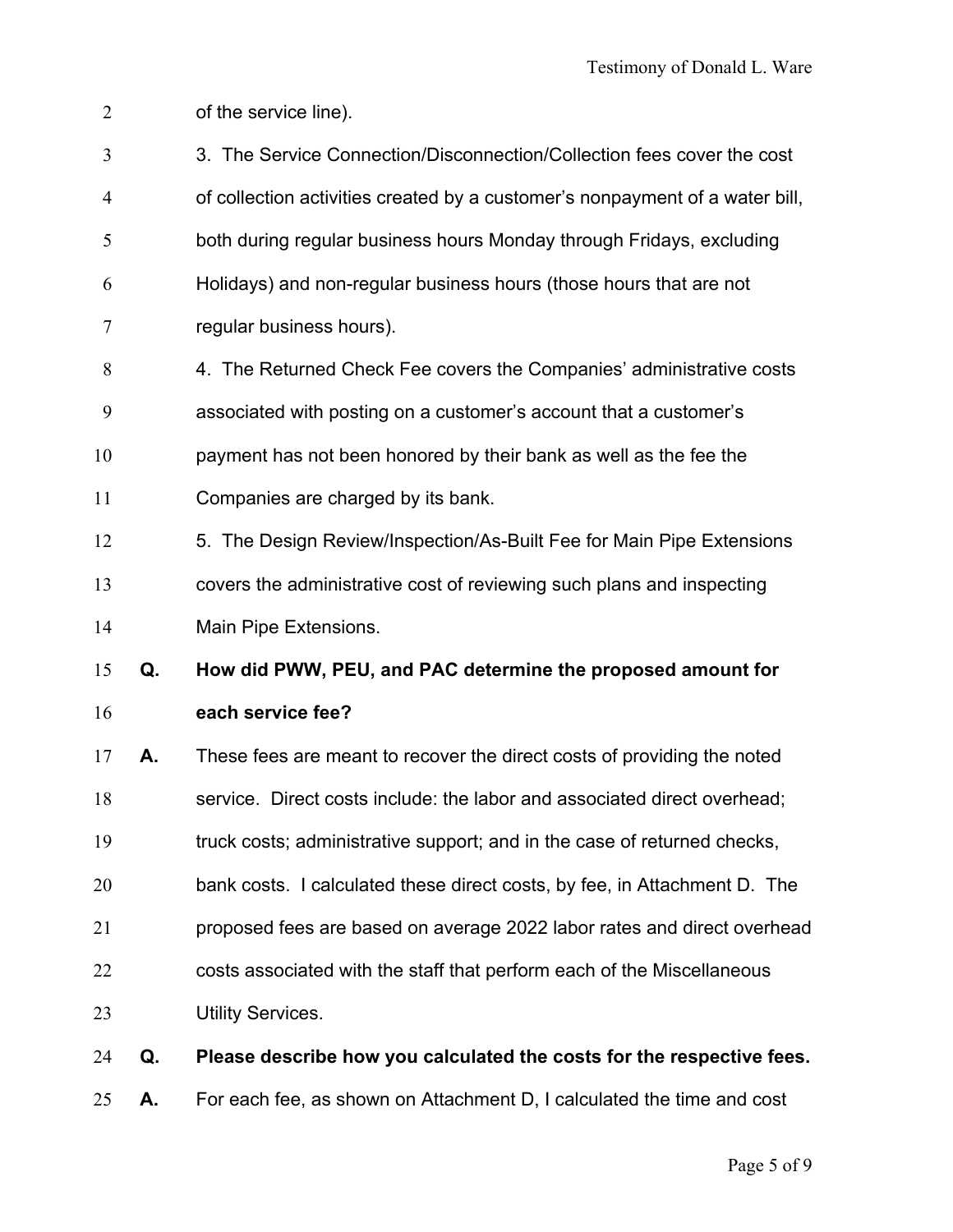of the service line).

3. The Service Connection/Disconnection/Collection fees cover the cost of collection activities created by a customer's nonpayment of a water bill, both during regular business hours Monday through Fridays, excluding Holidays) and non-regular business hours (those hours that are not regular business hours).

4. The Returned Check Fee covers the Companies' administrative costs associated with posting on a customer's account that a customer's payment has not been honored by their bank as well as the fee the Companies are charged by its bank.

5. The Design Review/Inspection/As-Built Fee for Main Pipe Extensions covers the administrative cost of reviewing such plans and inspecting Main Pipe Extensions.

**Q. How did PWW, PEU, and PAC determine the proposed amount for each service fee?**

**A.** These fees are meant to recover the direct costs of providing the noted service. Direct costs include: the labor and associated direct overhead; truck costs; administrative support; and in the case of returned checks, bank costs. I calculated these direct costs, by fee, in Attachment D. The proposed fees are based on average 2022 labor rates and direct overhead costs associated with the staff that perform each of the Miscellaneous Utility Services.

**Q. Please describe how you calculated the costs for the respective fees.**

**A.** For each fee, as shown on Attachment D, I calculated the time and cost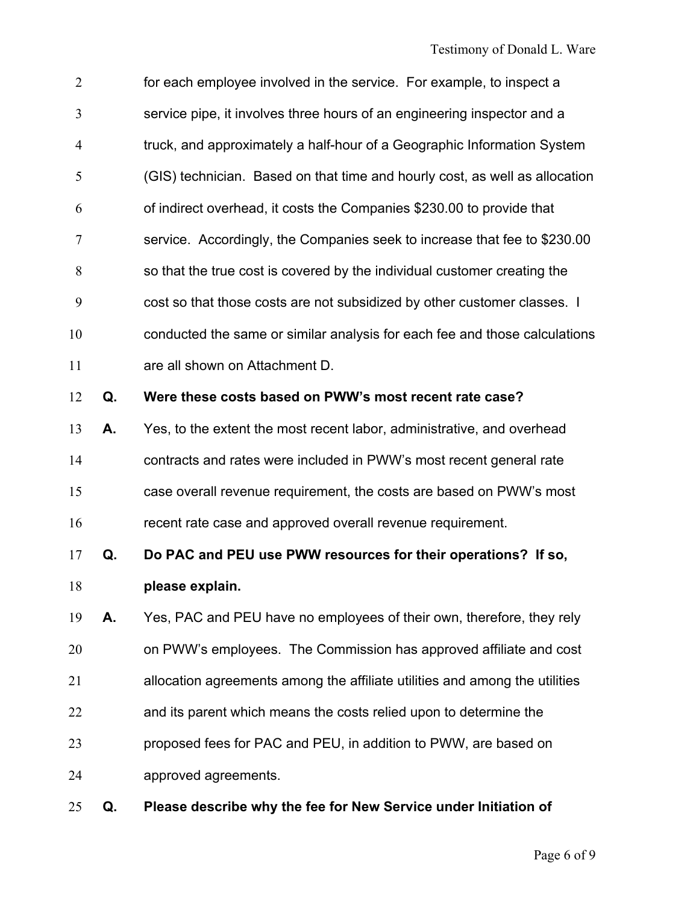for each employee involved in the service. For example, to inspect a service pipe, it involves three hours of an engineering inspector and a truck, and approximately a half-hour of a Geographic Information System (GIS) technician. Based on that time and hourly cost, as well as allocation of indirect overhead, it costs the Companies $230.00 to provide that service. Accordingly, the Companies seek to increase that fee to $230.00 so that the true cost is covered by the individual customer creating the cost so that those costs are not subsidized by other customer classes. I conducted the same or similar analysis for each fee and those calculations are all shown on Attachment D.

**Q. Were these costs based on PWW's most recent rate case?**

**A.** Yes, to the extent the most recent labor, administrative, and overhead contracts and rates were included in PWW's most recent general rate case overall revenue requirement, the costs are based on PWW's most recent rate case and approved overall revenue requirement.

**Q. Do PAC and PEU use PWW resources for their operations? If so, please explain.**

**A.** Yes, PAC and PEU have no employees of their own, therefore, they rely on PWW's employees. The Commission has approved affiliate and cost allocation agreements among the affiliate utilities and among the utilities and its parent which means the costs relied upon to determine the proposed fees for PAC and PEU, in addition to PWW, are based on approved agreements.

**Q. Please describe why the fee for New Service under Initiation of**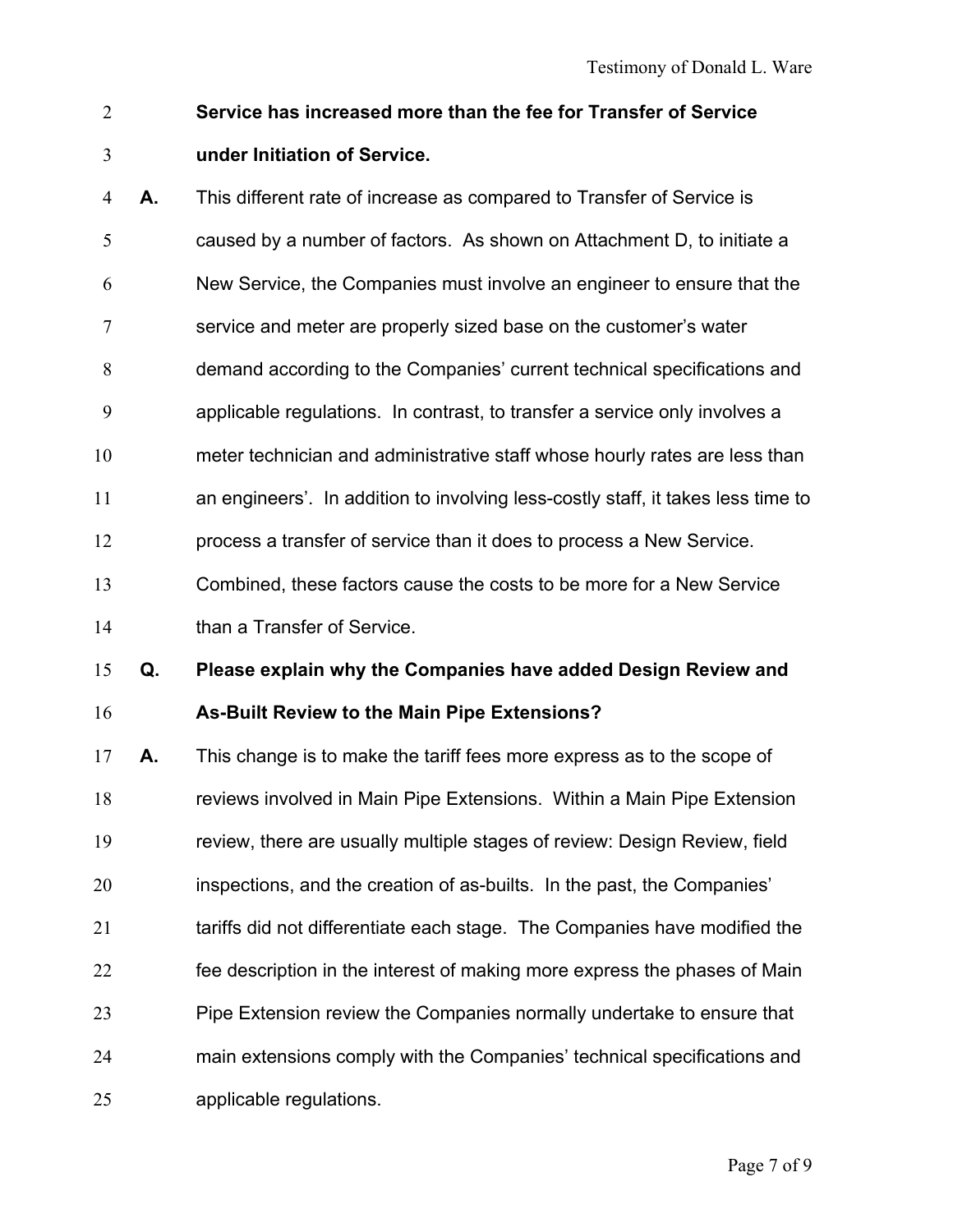**Service has increased more than the fee for Transfer of Service under Initiation of Service.**

**A.** This different rate of increase as compared to Transfer of Service is caused by a number of factors. As shown on Attachment D, to initiate a New Service, the Companies must involve an engineer to ensure that the service and meter are properly sized base on the customer's water demand according to the Companies' current technical specifications and applicable regulations. In contrast, to transfer a service only involves a meter technician and administrative staff whose hourly rates are less than an engineers'. In addition to involving less-costly staff, it takes less time to process a transfer of service than it does to process a New Service. Combined, these factors cause the costs to be more for a New Service than a Transfer of Service.

**Q. Please explain why the Companies have added Design Review and As-Built Review to the Main Pipe Extensions?**

**A.** This change is to make the tariff fees more express as to the scope of reviews involved in Main Pipe Extensions. Within a Main Pipe Extension review, there are usually multiple stages of review: Design Review, field inspections, and the creation of as-builts. In the past, the Companies' tariffs did not differentiate each stage. The Companies have modified the fee description in the interest of making more express the phases of Main Pipe Extension review the Companies normally undertake to ensure that main extensions comply with the Companies' technical specifications and applicable regulations.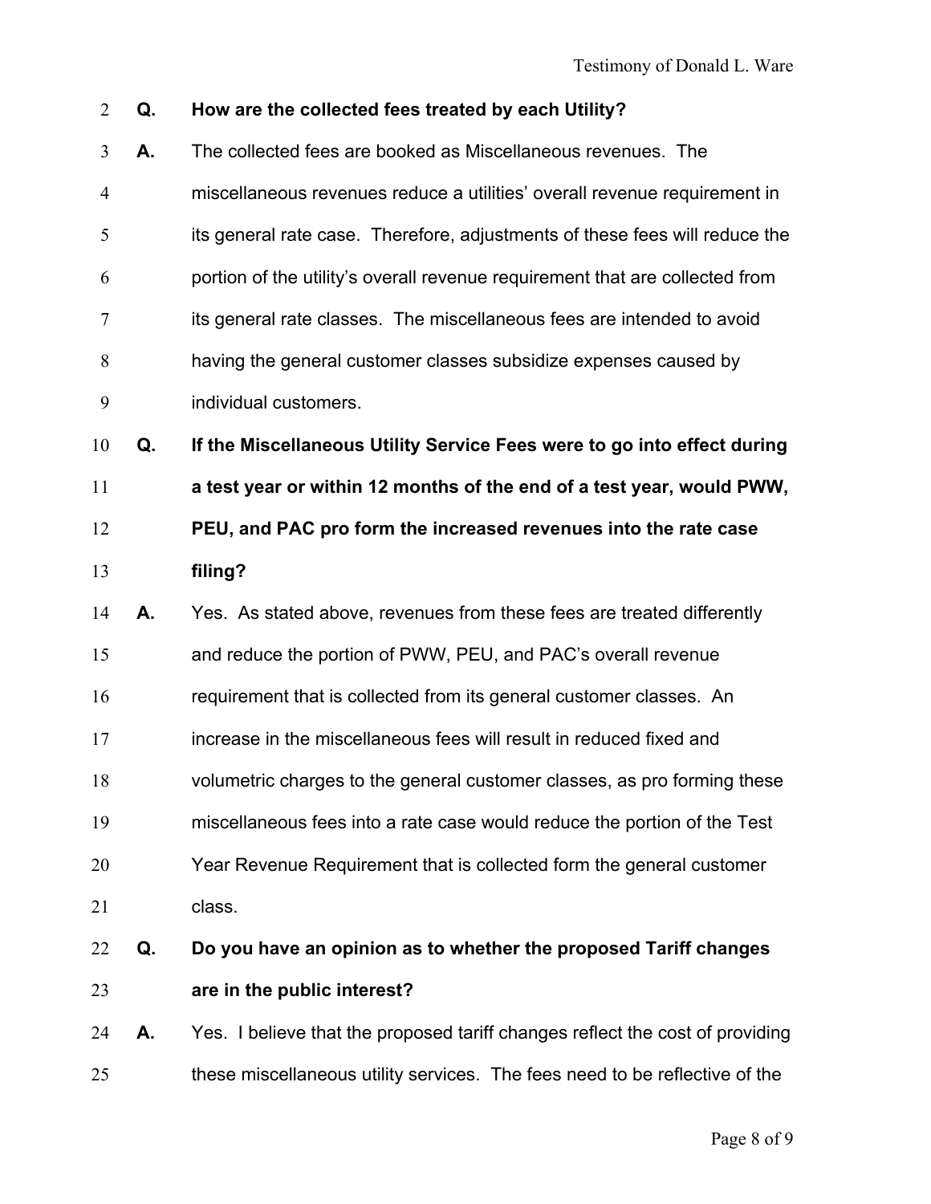**Q. How are the collected fees treated by each Utility?**

**A.** The collected fees are booked as Miscellaneous revenues. The miscellaneous revenues reduce a utilities' overall revenue requirement in its general rate case. Therefore, adjustments of these fees will reduce the portion of the utility's overall revenue requirement that are collected from its general rate classes. The miscellaneous fees are intended to avoid having the general customer classes subsidize expenses caused by individual customers.

**Q. If the Miscellaneous Utility Service Fees were to go into effect during a test year or within 12 months of the end of a test year, would PWW, PEU, and PAC pro form the increased revenues into the rate case filing?**

**A.** Yes. As stated above, revenues from these fees are treated differently and reduce the portion of PWW, PEU, and PAC's overall revenue requirement that is collected from its general customer classes. An increase in the miscellaneous fees will result in reduced fixed and volumetric charges to the general customer classes, as pro forming these miscellaneous fees into a rate case would reduce the portion of the Test Year Revenue Requirement that is collected form the general customer class.

**Q. Do you have an opinion as to whether the proposed Tariff changes are in the public interest?**

**A.** Yes. I believe that the proposed tariff changes reflect the cost of providing these miscellaneous utility services. The fees need to be reflective of the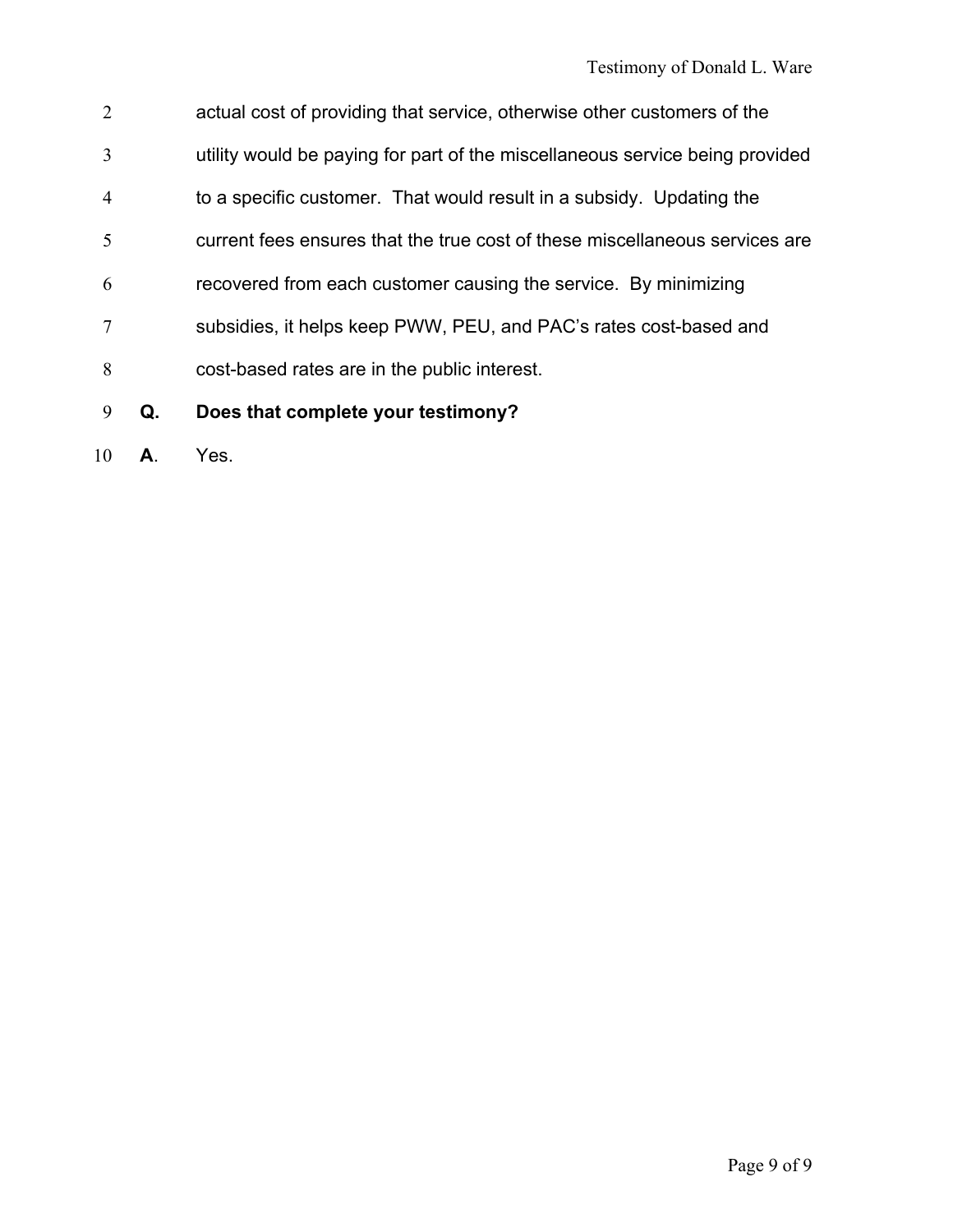actual cost of providing that service, otherwise other customers of the utility would be paying for part of the miscellaneous service being provided to a specific customer. That would result in a subsidy. Updating the current fees ensures that the true cost of these miscellaneous services are recovered from each customer causing the service. By minimizing subsidies, it helps keep PWW, PEU, and PAC's rates cost-based and cost-based rates are in the public interest.

**Q. Does that complete your testimony?**

**A.** Yes.